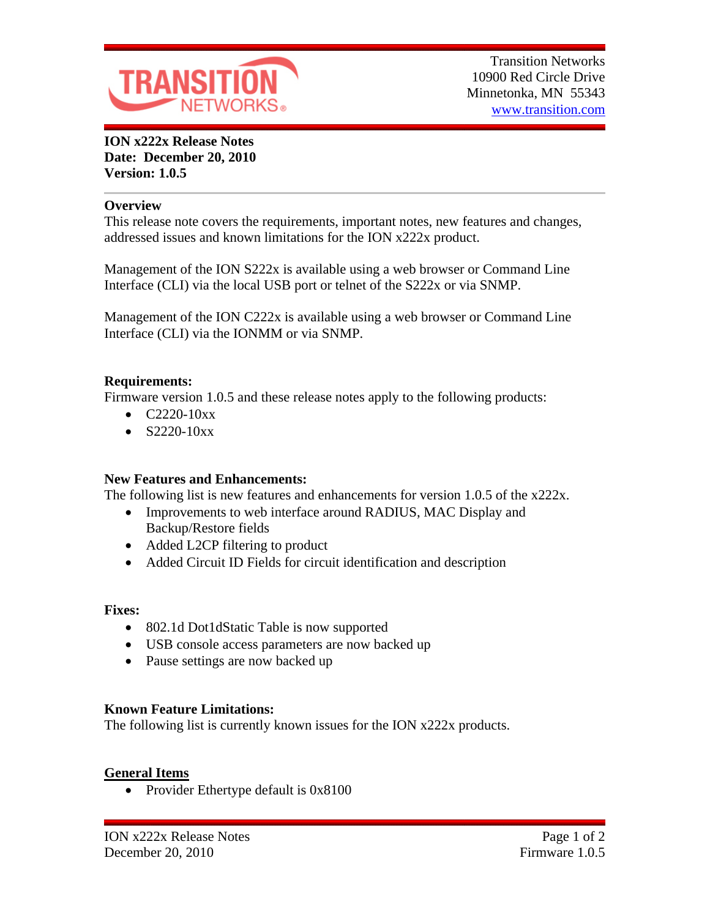Transition Networks
10900 Red Circle Drive
Minnetonka, MN 55343
www.transition.com

**ION x222x Release Notes**
**Date: December 20, 2010**
**Version: 1.0.5**

## Overview

This release note covers the requirements, important notes, new features and changes, addressed issues and known limitations for the ION x222x product.

Management of the ION S222x is available using a web browser or Command Line Interface (CLI) via the local USB port or telnet of the S222x or via SNMP.

Management of the ION C222x is available using a web browser or Command Line Interface (CLI) via the IONMM or via SNMP.

## Requirements:

Firmware version 1.0.5 and these release notes apply to the following products:

- C2220-10xx
- S2220-10xx

## New Features and Enhancements:

The following list is new features and enhancements for version 1.0.5 of the x222x.

- Improvements to web interface around RADIUS, MAC Display and Backup/Restore fields
- Added L2CP filtering to product
- Added Circuit ID Fields for circuit identification and description

## Fixes:

- 802.1d Dot1dStatic Table is now supported
- USB console access parameters are now backed up
- Pause settings are now backed up

## Known Feature Limitations:

The following list is currently known issues for the ION x222x products.

### General Items

- Provider Ethertype default is 0x8100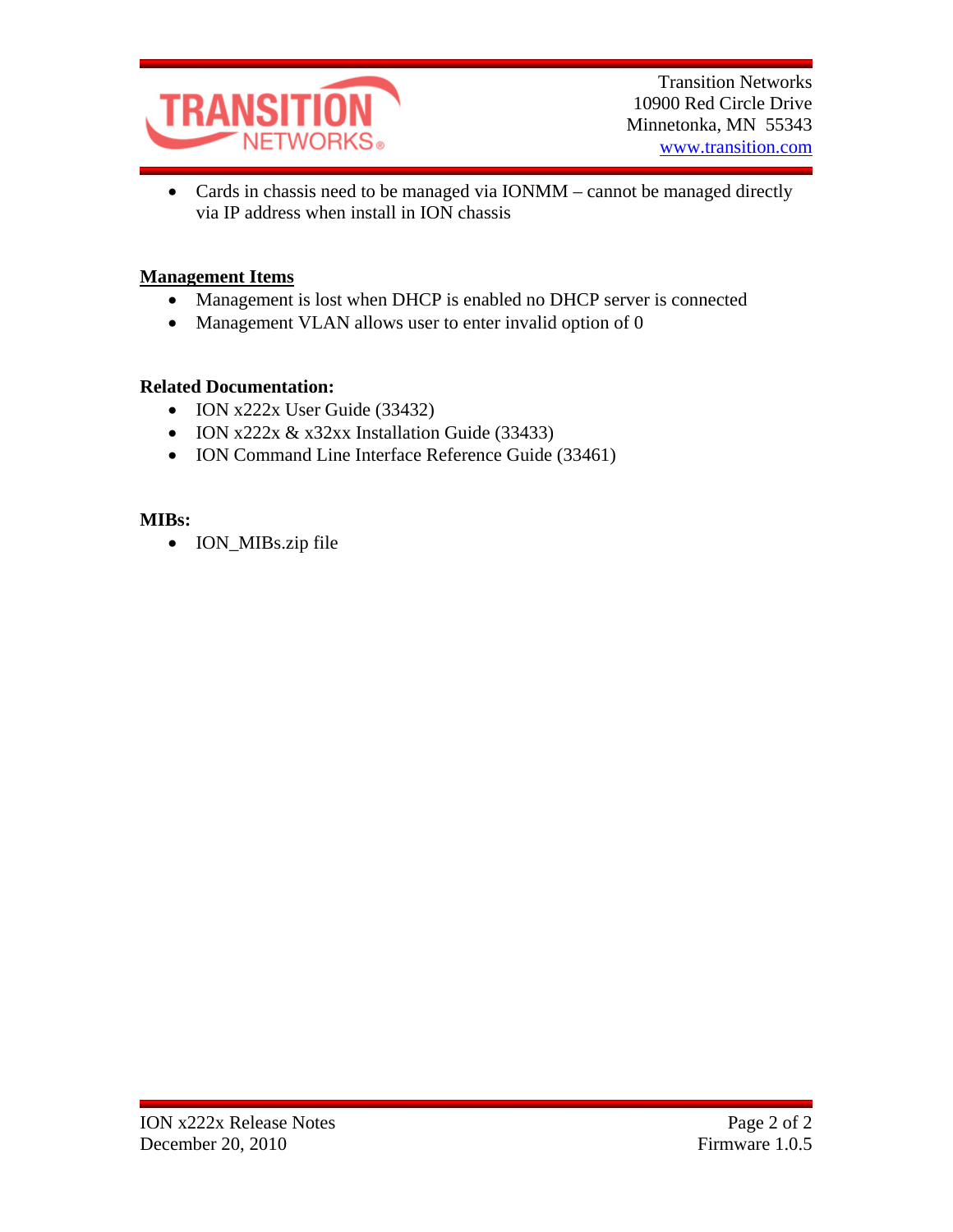- Cards in chassis need to be managed via IONMM – cannot be managed directly via IP address when install in ION chassis

## Management Items

- Management is lost when DHCP is enabled no DHCP server is connected
- Management VLAN allows user to enter invalid option of 0

**Related Documentation:**

- ION x222x User Guide (33432)
- ION x222x & x32xx Installation Guide (33433)
- ION Command Line Interface Reference Guide (33461)

**MIBs:**

- ION_MIBs.zip file